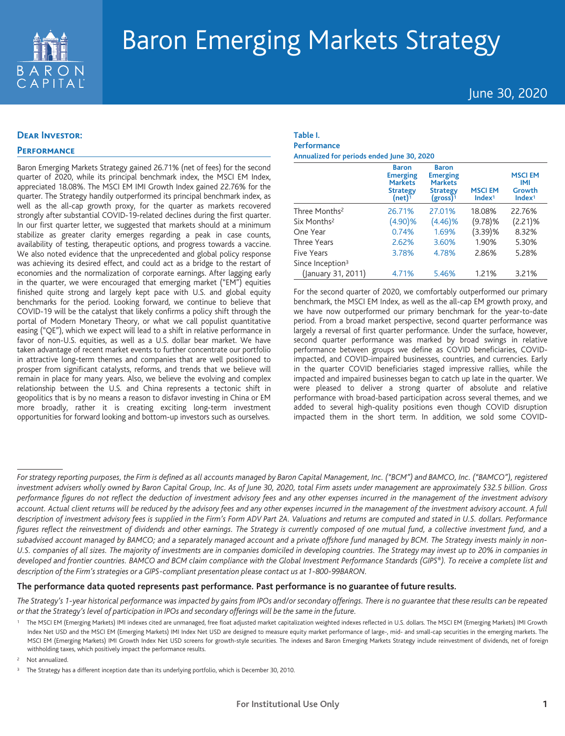# Baron Emerging Markets Strategy

June 30, 2020

## Dear Investor:

### Performance

Baron Emerging Markets Strategy gained 26.71% (net of fees) for the second quarter of 2020, while its principal benchmark index, the MSCI EM Index, appreciated 18.08%. The MSCI EM IMI Growth Index gained 22.76% for the quarter. The Strategy handily outperformed its principal benchmark index, as well as the all-cap growth proxy, for the quarter as markets recovered strongly after substantial COVID-19-related declines during the first quarter. In our first quarter letter, we suggested that markets should at a minimum stabilize as greater clarity emerges regarding a peak in case counts, availability of testing, therapeutic options, and progress towards a vaccine. We also noted evidence that the unprecedented and global policy response was achieving its desired effect, and could act as a bridge to the restart of economies and the normalization of corporate earnings. After lagging early in the quarter, we were encouraged that emerging market ("EM") equities finished quite strong and largely kept pace with U.S. and global equity benchmarks for the period. Looking forward, we continue to believe that COVID-19 will be the catalyst that likely confirms a policy shift through the portal of Modern Monetary Theory, or what we call populist quantitative easing ("QE"), which we expect will lead to a shift in relative performance in favor of non-U.S. equities, as well as a U.S. dollar bear market. We have taken advantage of recent market events to further concentrate our portfolio in attractive long-term themes and companies that are well positioned to prosper from significant catalysts, reforms, and trends that we believe will remain in place for many years. Also, we believe the evolving and complex relationship between the U.S. and China represents a tectonic shift in geopolitics that is by no means a reason to disfavor investing in China or EM more broadly, rather it is creating exciting long-term investment opportunities for forward looking and bottom-up investors such as ourselves.

**Table I.**
**Performance**
**Annualized for periods ended June 30, 2020**

| | Baron Emerging Markets Strategy (net)[1] | Baron Emerging Markets Strategy (gross)[1] | MSCI EM Index[1] | MSCI EM IMI Growth Index[1] |
|---|---|---|---|---|
| Three Months[2] | 26.71% | 27.01% | 18.08% | 22.76% |
| Six Months[2] | (4.90)% | (4.46)% | (9.78)% | (2.21)% |
| One Year | 0.74% | 1.69% | (3.39)% | 8.32% |
| Three Years | 2.62% | 3.60% | 1.90% | 5.30% |
| Five Years | 3.78% | 4.78% | 2.86% | 5.28% |
| Since Inception[3] (January 31, 2011) | 4.71% | 5.46% | 1.21% | 3.21% |

For the second quarter of 2020, we comfortably outperformed our primary benchmark, the MSCI EM Index, as well as the all-cap EM growth proxy, and we have now outperformed our primary benchmark for the year-to-date period. From a broad market perspective, second quarter performance was largely a reversal of first quarter performance. Under the surface, however, second quarter performance was marked by broad swings in relative performance between groups we define as COVID beneficiaries, COVID-impacted, and COVID-impaired businesses, countries, and currencies. Early in the quarter COVID beneficiaries staged impressive rallies, while the impacted and impaired businesses began to catch up late in the quarter. We were pleased to deliver a strong quarter of absolute and relative performance with broad-based participation across several themes, and we added to several high-quality positions even though COVID disruption impacted them in the short term. In addition, we sold some COVID-

---

*For strategy reporting purposes, the Firm is defined as all accounts managed by Baron Capital Management, Inc. ("BCM") and BAMCO, Inc. ("BAMCO"), registered investment advisers wholly owned by Baron Capital Group, Inc. As of June 30, 2020, total Firm assets under management are approximately $32.5 billion. Gross performance figures do not reflect the deduction of investment advisory fees and any other expenses incurred in the management of the investment advisory account. Actual client returns will be reduced by the advisory fees and any other expenses incurred in the management of the investment advisory account. A full description of investment advisory fees is supplied in the Firm's Form ADV Part 2A. Valuations and returns are computed and stated in U.S. dollars. Performance figures reflect the reinvestment of dividends and other earnings. The Strategy is currently composed of one mutual fund, a collective investment fund, and a subadvised account managed by BAMCO; and a separately managed account and a private offshore fund managed by BCM. The Strategy invests mainly in non-U.S. companies of all sizes. The majority of investments are in companies domiciled in developing countries. The Strategy may invest up to 20% in companies in developed and frontier countries. BAMCO and BCM claim compliance with the Global Investment Performance Standards (GIPS®). To receive a complete list and description of the Firm's strategies or a GIPS-compliant presentation please contact us at 1-800-99BARON.*

**The performance data quoted represents past performance. Past performance is no guarantee of future results.**

*The Strategy's 1-year historical performance was impacted by gains from IPOs and/or secondary offerings. There is no guarantee that these results can be repeated or that the Strategy's level of participation in IPOs and secondary offerings will be the same in the future.*

[1] The MSCI EM (Emerging Markets) IMI indexes cited are unmanaged, free float adjusted market capitalization weighted indexes reflected in U.S. dollars. The MSCI EM (Emerging Markets) IMI Growth Index Net USD and the MSCI EM (Emerging Markets) IMI Index Net USD are designed to measure equity market performance of large-, mid- and small-cap securities in the emerging markets. The MSCI EM (Emerging Markets) IMI Growth Index Net USD screens for growth-style securities. The indexes and Baron Emerging Markets Strategy include reinvestment of dividends, net of foreign withholding taxes, which positively impact the performance results.

[2] Not annualized.

[3] The Strategy has a different inception date than its underlying portfolio, which is December 30, 2010.

For Institutional Use Only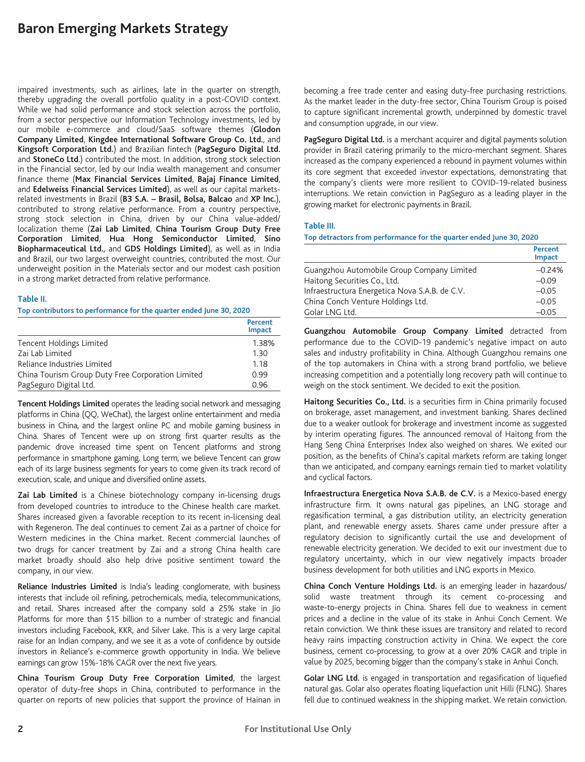impaired investments, such as airlines, late in the quarter on strength, thereby upgrading the overall portfolio quality in a post-COVID context. While we had solid performance and stock selection across the portfolio, from a sector perspective our Information Technology investments, led by our mobile e-commerce and cloud/SaaS software themes (**Glodon Company Limited**, **Kingdee International Software Group Co. Ltd.**, and **Kingsoft Corporation Ltd.**) and Brazilian fintech (**PagSeguro Digital Ltd.** and **StoneCo Ltd**.) contributed the most. In addition, strong stock selection in the Financial sector, led by our India wealth management and consumer finance theme (**Max Financial Services Limited**, **Bajaj Finance Limited**, and **Edelweiss Financial Services Limited**), as well as our capital markets-related investments in Brazil (**B3 S.A. – Brasil, Bolsa, Balcao** and **XP Inc.**), contributed to strong relative performance. From a country perspective, strong stock selection in China, driven by our China value-added/localization theme (**Zai Lab Limited**, **China Tourism Group Duty Free Corporation Limited**, **Hua Hong Semiconductor Limited**, **Sino Biopharmaceutical Ltd.**, and **GDS Holdings Limited**), as well as in India and Brazil, our two largest overweight countries, contributed the most. Our underweight position in the Materials sector and our modest cash position in a strong market detracted from relative performance.

**Table II.**

**Top contributors to performance for the quarter ended June 30, 2020**

| | Percent Impact |
|---|---|
| Tencent Holdings Limited | 1.38% |
| Zai Lab Limited | 1.30 |
| Reliance Industries Limited | 1.18 |
| China Tourism Group Duty Free Corporation Limited | 0.99 |
| PagSeguro Digital Ltd. | 0.96 |

**Tencent Holdings Limited** operates the leading social network and messaging platforms in China (QQ, WeChat), the largest online entertainment and media business in China, and the largest online PC and mobile gaming business in China. Shares of Tencent were up on strong first quarter results as the pandemic drove increased time spent on Tencent platforms and strong performance in smartphone gaming. Long term, we believe Tencent can grow each of its large business segments for years to come given its track record of execution, scale, and unique and diversified online assets.

**Zai Lab Limited** is a Chinese biotechnology company in-licensing drugs from developed countries to introduce to the Chinese health care market. Shares increased given a favorable reception to its recent in-licensing deal with Regeneron. The deal continues to cement Zai as a partner of choice for Western medicines in the China market. Recent commercial launches of two drugs for cancer treatment by Zai and a strong China health care market broadly should also help drive positive sentiment toward the company, in our view.

**Reliance Industries Limited** is India's leading conglomerate, with business interests that include oil refining, petrochemicals, media, telecommunications, and retail. Shares increased after the company sold a 25% stake in Jio Platforms for more than $15 billion to a number of strategic and financial investors including Facebook, KKR, and Silver Lake. This is a very large capital raise for an Indian company, and we see it as a vote of confidence by outside investors in Reliance's e-commerce growth opportunity in India. We believe earnings can grow 15%-18% CAGR over the next five years.

**China Tourism Group Duty Free Corporation Limited**, the largest operator of duty-free shops in China, contributed to performance in the quarter on reports of new policies that support the province of Hainan in becoming a free trade center and easing duty-free purchasing restrictions. As the market leader in the duty-free sector, China Tourism Group is poised to capture significant incremental growth, underpinned by domestic travel and consumption upgrade, in our view.

**PagSeguro Digital Ltd.** is a merchant acquirer and digital payments solution provider in Brazil catering primarily to the micro-merchant segment. Shares increased as the company experienced a rebound in payment volumes within its core segment that exceeded investor expectations, demonstrating that the company's clients were more resilient to COVID-19-related business interruptions. We retain conviction in PagSeguro as a leading player in the growing market for electronic payments in Brazil.

**Table III.**

**Top detractors from performance for the quarter ended June 30, 2020**

| | Percent Impact |
|---|---|
| Guangzhou Automobile Group Company Limited | –0.24% |
| Haitong Securities Co., Ltd. | –0.09 |
| Infraestructura Energetica Nova S.A.B. de C.V. | –0.05 |
| China Conch Venture Holdings Ltd. | –0.05 |
| Golar LNG Ltd. | –0.05 |

**Guangzhou Automobile Group Company Limited** detracted from performance due to the COVID-19 pandemic's negative impact on auto sales and industry profitability in China. Although Guangzhou remains one of the top automakers in China with a strong brand portfolio, we believe increasing competition and a potentially long recovery path will continue to weigh on the stock sentiment. We decided to exit the position.

**Haitong Securities Co., Ltd.** is a securities firm in China primarily focused on brokerage, asset management, and investment banking. Shares declined due to a weaker outlook for brokerage and investment income as suggested by interim operating figures. The announced removal of Haitong from the Hang Seng China Enterprises Index also weighed on shares. We exited our position, as the benefits of China's capital markets reform are taking longer than we anticipated, and company earnings remain tied to market volatility and cyclical factors.

**Infraestructura Energetica Nova S.A.B. de C.V.** is a Mexico-based energy infrastructure firm. It owns natural gas pipelines, an LNG storage and regasification terminal, a gas distribution utility, an electricity generation plant, and renewable energy assets. Shares came under pressure after a regulatory decision to significantly curtail the use and development of renewable electricity generation. We decided to exit our investment due to regulatory uncertainty, which in our view negatively impacts broader business development for both utilities and LNG exports in Mexico.

**China Conch Venture Holdings Ltd.** is an emerging leader in hazardous/solid waste treatment through its cement co-processing and waste-to-energy projects in China. Shares fell due to weakness in cement prices and a decline in the value of its stake in Anhui Conch Cement. We retain conviction. We think these issues are transitory and related to record heavy rains impacting construction activity in China. We expect the core business, cement co-processing, to grow at a over 20% CAGR and triple in value by 2025, becoming bigger than the company's stake in Anhui Conch.

**Golar LNG Ltd.** is engaged in transportation and regasification of liquefied natural gas. Golar also operates floating liquefaction unit Hilli (FLNG). Shares fell due to continued weakness in the shipping market. We retain conviction.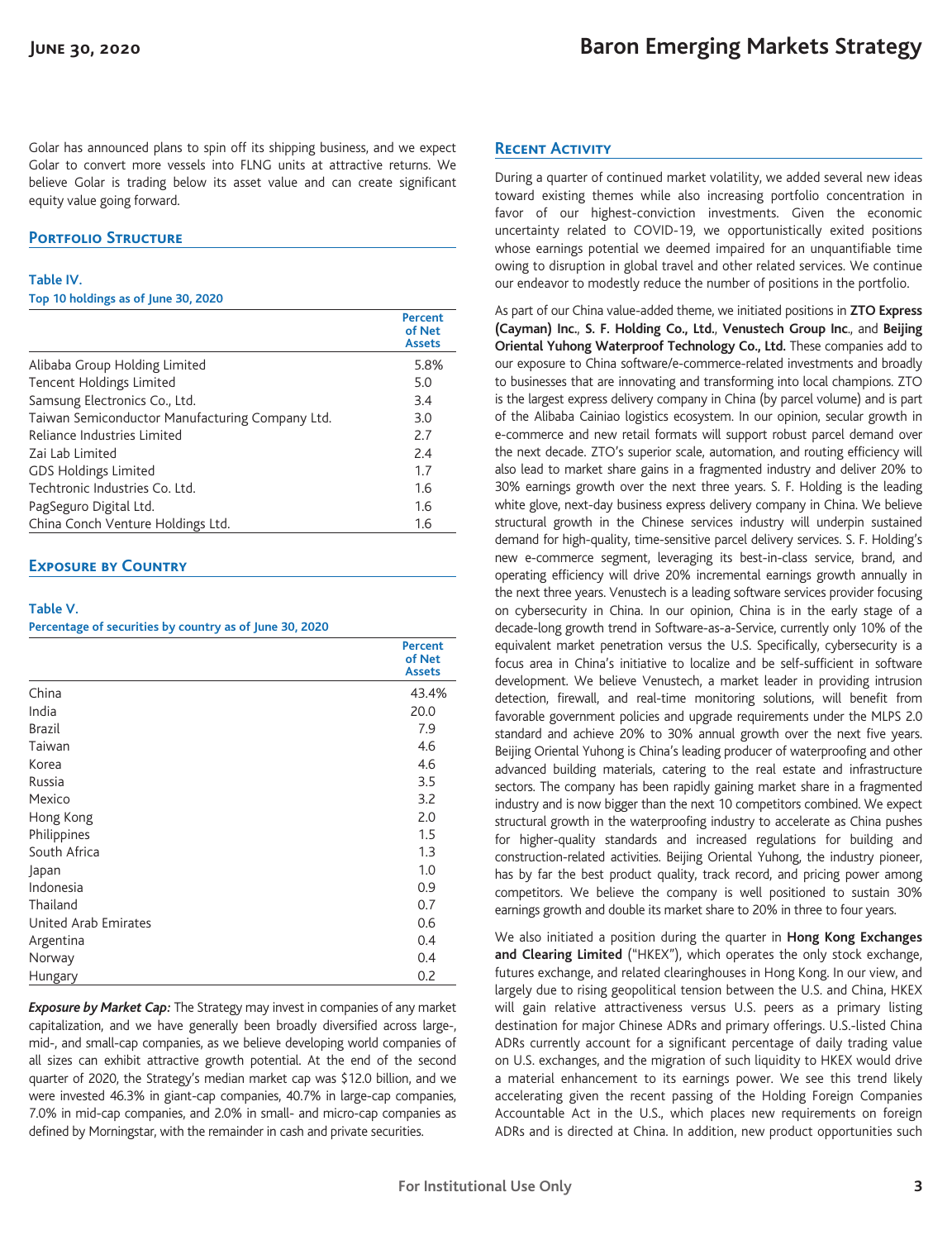Golar has announced plans to spin off its shipping business, and we expect Golar to convert more vessels into FLNG units at attractive returns. We believe Golar is trading below its asset value and can create significant equity value going forward.

## Portfolio Structure

**Table IV.**
**Top 10 holdings as of June 30, 2020**

| | Percent of Net Assets |
|---|---|
| Alibaba Group Holding Limited | 5.8% |
| Tencent Holdings Limited | 5.0 |
| Samsung Electronics Co., Ltd. | 3.4 |
| Taiwan Semiconductor Manufacturing Company Ltd. | 3.0 |
| Reliance Industries Limited | 2.7 |
| Zai Lab Limited | 2.4 |
| GDS Holdings Limited | 1.7 |
| Techtronic Industries Co. Ltd. | 1.6 |
| PagSeguro Digital Ltd. | 1.6 |
| China Conch Venture Holdings Ltd. | 1.6 |

## Exposure by Country

**Table V.**
**Percentage of securities by country as of June 30, 2020**

| | Percent of Net Assets |
|---|---|
| China | 43.4% |
| India | 20.0 |
| Brazil | 7.9 |
| Taiwan | 4.6 |
| Korea | 4.6 |
| Russia | 3.5 |
| Mexico | 3.2 |
| Hong Kong | 2.0 |
| Philippines | 1.5 |
| South Africa | 1.3 |
| Japan | 1.0 |
| Indonesia | 0.9 |
| Thailand | 0.7 |
| United Arab Emirates | 0.6 |
| Argentina | 0.4 |
| Norway | 0.4 |
| Hungary | 0.2 |

***Exposure by Market Cap:*** The Strategy may invest in companies of any market capitalization, and we have generally been broadly diversified across large-, mid-, and small-cap companies, as we believe developing world companies of all sizes can exhibit attractive growth potential. At the end of the second quarter of 2020, the Strategy's median market cap was $12.0 billion, and we were invested 46.3% in giant-cap companies, 40.7% in large-cap companies, 7.0% in mid-cap companies, and 2.0% in small- and micro-cap companies as defined by Morningstar, with the remainder in cash and private securities.

## Recent Activity

During a quarter of continued market volatility, we added several new ideas toward existing themes while also increasing portfolio concentration in favor of our highest-conviction investments. Given the economic uncertainty related to COVID-19, we opportunistically exited positions whose earnings potential we deemed impaired for an unquantifiable time owing to disruption in global travel and other related services. We continue our endeavor to modestly reduce the number of positions in the portfolio.

As part of our China value-added theme, we initiated positions in **ZTO Express (Cayman) Inc.**, **S. F. Holding Co., Ltd.**, **Venustech Group Inc.**, and **Beijing Oriental Yuhong Waterproof Technology Co., Ltd.** These companies add to our exposure to China software/e-commerce-related investments and broadly to businesses that are innovating and transforming into local champions. ZTO is the largest express delivery company in China (by parcel volume) and is part of the Alibaba Cainiao logistics ecosystem. In our opinion, secular growth in e-commerce and new retail formats will support robust parcel demand over the next decade. ZTO's superior scale, automation, and routing efficiency will also lead to market share gains in a fragmented industry and deliver 20% to 30% earnings growth over the next three years. S. F. Holding is the leading white glove, next-day business express delivery company in China. We believe structural growth in the Chinese services industry will underpin sustained demand for high-quality, time-sensitive parcel delivery services. S. F. Holding's new e-commerce segment, leveraging its best-in-class service, brand, and operating efficiency will drive 20% incremental earnings growth annually in the next three years. Venustech is a leading software services provider focusing on cybersecurity in China. In our opinion, China is in the early stage of a decade-long growth trend in Software-as-a-Service, currently only 10% of the equivalent market penetration versus the U.S. Specifically, cybersecurity is a focus area in China's initiative to localize and be self-sufficient in software development. We believe Venustech, a market leader in providing intrusion detection, firewall, and real-time monitoring solutions, will benefit from favorable government policies and upgrade requirements under the MLPS 2.0 standard and achieve 20% to 30% annual growth over the next five years. Beijing Oriental Yuhong is China's leading producer of waterproofing and other advanced building materials, catering to the real estate and infrastructure sectors. The company has been rapidly gaining market share in a fragmented industry and is now bigger than the next 10 competitors combined. We expect structural growth in the waterproofing industry to accelerate as China pushes for higher-quality standards and increased regulations for building and construction-related activities. Beijing Oriental Yuhong, the industry pioneer, has by far the best product quality, track record, and pricing power among competitors. We believe the company is well positioned to sustain 30% earnings growth and double its market share to 20% in three to four years.

We also initiated a position during the quarter in **Hong Kong Exchanges and Clearing Limited** ("HKEX"), which operates the only stock exchange, futures exchange, and related clearinghouses in Hong Kong. In our view, and largely due to rising geopolitical tension between the U.S. and China, HKEX will gain relative attractiveness versus U.S. peers as a primary listing destination for major Chinese ADRs and primary offerings. U.S.-listed China ADRs currently account for a significant percentage of daily trading value on U.S. exchanges, and the migration of such liquidity to HKEX would drive a material enhancement to its earnings power. We see this trend likely accelerating given the recent passing of the Holding Foreign Companies Accountable Act in the U.S., which places new requirements on foreign ADRs and is directed at China. In addition, new product opportunities such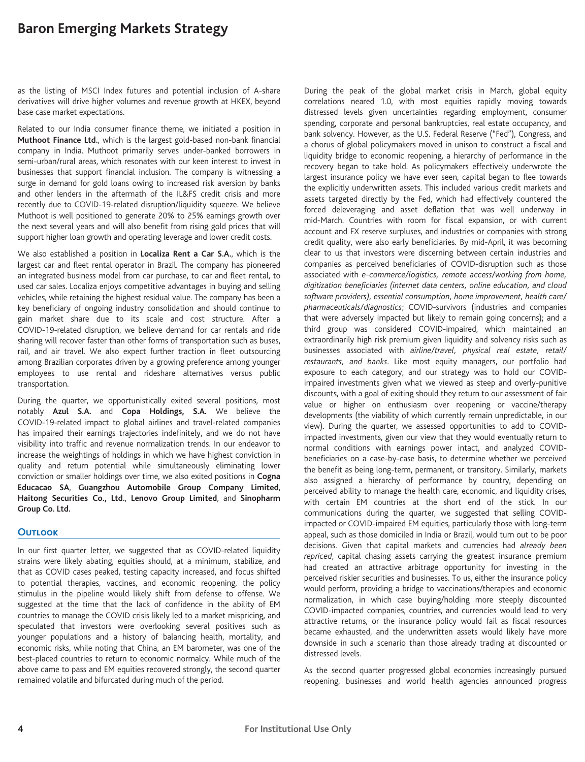as the listing of MSCI Index futures and potential inclusion of A-share derivatives will drive higher volumes and revenue growth at HKEX, beyond base case market expectations.

Related to our India consumer finance theme, we initiated a position in **Muthoot Finance Ltd.**, which is the largest gold-based non-bank financial company in India. Muthoot primarily serves under-banked borrowers in semi-urban/rural areas, which resonates with our keen interest to invest in businesses that support financial inclusion. The company is witnessing a surge in demand for gold loans owing to increased risk aversion by banks and other lenders in the aftermath of the IL&FS credit crisis and more recently due to COVID-19-related disruption/liquidity squeeze. We believe Muthoot is well positioned to generate 20% to 25% earnings growth over the next several years and will also benefit from rising gold prices that will support higher loan growth and operating leverage and lower credit costs.

We also established a position in **Localiza Rent a Car S.A.**, which is the largest car and fleet rental operator in Brazil. The company has pioneered an integrated business model from car purchase, to car and fleet rental, to used car sales. Localiza enjoys competitive advantages in buying and selling vehicles, while retaining the highest residual value. The company has been a key beneficiary of ongoing industry consolidation and should continue to gain market share due to its scale and cost structure. After a COVID-19-related disruption, we believe demand for car rentals and ride sharing will recover faster than other forms of transportation such as buses, rail, and air travel. We also expect further traction in fleet outsourcing among Brazilian corporates driven by a growing preference among younger employees to use rental and rideshare alternatives versus public transportation.

During the quarter, we opportunistically exited several positions, most notably **Azul S.A.** and **Copa Holdings, S.A.** We believe the COVID-19-related impact to global airlines and travel-related companies has impaired their earnings trajectories indefinitely, and we do not have visibility into traffic and revenue normalization trends. In our endeavor to increase the weightings of holdings in which we have highest conviction in quality and return potential while simultaneously eliminating lower conviction or smaller holdings over time, we also exited positions in **Cogna Educacao SA**, **Guangzhou Automobile Group Company Limited**, **Haitong Securities Co., Ltd.**, **Lenovo Group Limited**, and **Sinopharm Group Co. Ltd.**

## Outlook

In our first quarter letter, we suggested that as COVID-related liquidity strains were likely abating, equities should, at a minimum, stabilize, and that as COVID cases peaked, testing capacity increased, and focus shifted to potential therapies, vaccines, and economic reopening, the policy stimulus in the pipeline would likely shift from defense to offense. We suggested at the time that the lack of confidence in the ability of EM countries to manage the COVID crisis likely led to a market mispricing, and speculated that investors were overlooking several positives such as younger populations and a history of balancing health, mortality, and economic risks, while noting that China, an EM barometer, was one of the best-placed countries to return to economic normalcy. While much of the above came to pass and EM equities recovered strongly, the second quarter remained volatile and bifurcated during much of the period.

During the peak of the global market crisis in March, global equity correlations neared 1.0, with most equities rapidly moving towards distressed levels given uncertainties regarding employment, consumer spending, corporate and personal bankruptcies, real estate occupancy, and bank solvency. However, as the U.S. Federal Reserve ("Fed"), Congress, and a chorus of global policymakers moved in unison to construct a fiscal and liquidity bridge to economic reopening, a hierarchy of performance in the recovery began to take hold. As policymakers effectively underwrote the largest insurance policy we have ever seen, capital began to flee towards the explicitly underwritten assets. This included various credit markets and assets targeted directly by the Fed, which had effectively countered the forced deleveraging and asset deflation that was well underway in mid-March. Countries with room for fiscal expansion, or with current account and FX reserve surpluses, and industries or companies with strong credit quality, were also early beneficiaries. By mid-April, it was becoming clear to us that investors were discerning between certain industries and companies as perceived beneficiaries of COVID-disruption such as those associated with *e-commerce/logistics, remote access/working from home, digitization beneficiaries (internet data centers, online education, and cloud software providers), essential consumption, home improvement, health care/pharmaceuticals/diagnostics*; COVID-survivors (industries and companies that were adversely impacted but likely to remain going concerns); and a third group was considered COVID-impaired, which maintained an extraordinarily high risk premium given liquidity and solvency risks such as businesses associated with *airline/travel, physical real estate, retail/restaurants, and banks*. Like most equity managers, our portfolio had exposure to each category, and our strategy was to hold our COVID-impaired investments given what we viewed as steep and overly-punitive discounts, with a goal of exiting should they return to our assessment of fair value or higher on enthusiasm over reopening or vaccine/therapy developments (the viability of which currently remain unpredictable, in our view). During the quarter, we assessed opportunities to add to COVID-impacted investments, given our view that they would eventually return to normal conditions with earnings power intact, and analyzed COVID-beneficiaries on a case-by-case basis, to determine whether we perceived the benefit as being long-term, permanent, or transitory. Similarly, markets also assigned a hierarchy of performance by country, depending on perceived ability to manage the health care, economic, and liquidity crises, with certain EM countries at the short end of the stick. In our communications during the quarter, we suggested that selling COVID-impacted or COVID-impaired EM equities, particularly those with long-term appeal, such as those domiciled in India or Brazil, would turn out to be poor decisions. Given that capital markets and currencies had *already been repriced*, capital chasing assets carrying the greatest insurance premium had created an attractive arbitrage opportunity for investing in the perceived riskier securities and businesses. To us, either the insurance policy would perform, providing a bridge to vaccinations/therapies and economic normalization, in which case buying/holding more steeply discounted COVID-impacted companies, countries, and currencies would lead to very attractive returns, or the insurance policy would fail as fiscal resources became exhausted, and the underwritten assets would likely have more downside in such a scenario than those already trading at discounted or distressed levels.

As the second quarter progressed global economies increasingly pursued reopening, businesses and world health agencies announced progress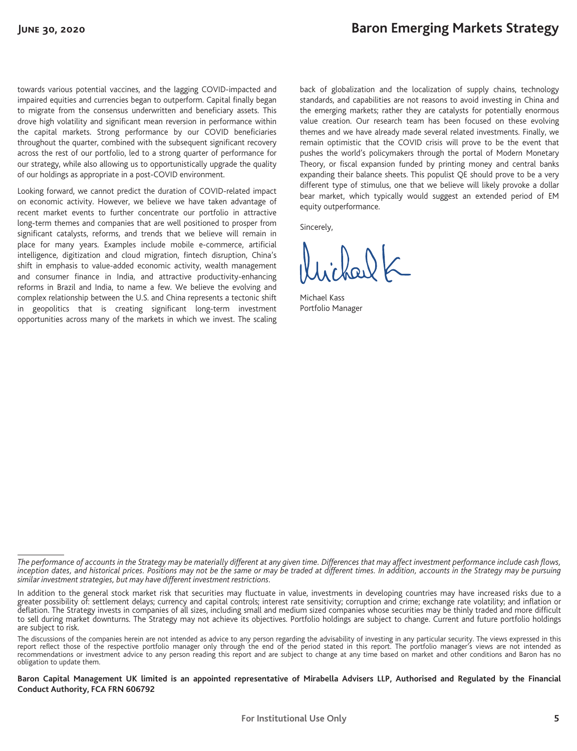towards various potential vaccines, and the lagging COVID-impacted and impaired equities and currencies began to outperform. Capital finally began to migrate from the consensus underwritten and beneficiary assets. This drove high volatility and significant mean reversion in performance within the capital markets. Strong performance by our COVID beneficiaries throughout the quarter, combined with the subsequent significant recovery across the rest of our portfolio, led to a strong quarter of performance for our strategy, while also allowing us to opportunistically upgrade the quality of our holdings as appropriate in a post-COVID environment.

Looking forward, we cannot predict the duration of COVID-related impact on economic activity. However, we believe we have taken advantage of recent market events to further concentrate our portfolio in attractive long-term themes and companies that are well positioned to prosper from significant catalysts, reforms, and trends that we believe will remain in place for many years. Examples include mobile e-commerce, artificial intelligence, digitization and cloud migration, fintech disruption, China's shift in emphasis to value-added economic activity, wealth management and consumer finance in India, and attractive productivity-enhancing reforms in Brazil and India, to name a few. We believe the evolving and complex relationship between the U.S. and China represents a tectonic shift in geopolitics that is creating significant long-term investment opportunities across many of the markets in which we invest. The scaling back of globalization and the localization of supply chains, technology standards, and capabilities are not reasons to avoid investing in China and the emerging markets; rather they are catalysts for potentially enormous value creation. Our research team has been focused on these evolving themes and we have already made several related investments. Finally, we remain optimistic that the COVID crisis will prove to be the event that pushes the world's policymakers through the portal of Modern Monetary Theory, or fiscal expansion funded by printing money and central banks expanding their balance sheets. This populist QE should prove to be a very different type of stimulus, one that we believe will likely provoke a dollar bear market, which typically would suggest an extended period of EM equity outperformance.

Sincerely,

Michael Kass
Portfolio Manager

---

*The performance of accounts in the Strategy may be materially different at any given time. Differences that may affect investment performance include cash flows, inception dates, and historical prices. Positions may not be the same or may be traded at different times. In addition, accounts in the Strategy may be pursuing similar investment strategies, but may have different investment restrictions.*

In addition to the general stock market risk that securities may fluctuate in value, investments in developing countries may have increased risks due to a greater possibility of: settlement delays; currency and capital controls; interest rate sensitivity; corruption and crime; exchange rate volatility; and inflation or deflation. The Strategy invests in companies of all sizes, including small and medium sized companies whose securities may be thinly traded and more difficult to sell during market downturns. The Strategy may not achieve its objectives. Portfolio holdings are subject to change. Current and future portfolio holdings are subject to risk.

The discussions of the companies herein are not intended as advice to any person regarding the advisability of investing in any particular security. The views expressed in this report reflect those of the respective portfolio manager only through the end of the period stated in this report. The portfolio manager's views are not intended as recommendations or investment advice to any person reading this report and are subject to change at any time based on market and other conditions and Baron has no obligation to update them.

**Baron Capital Management UK limited is an appointed representative of Mirabella Advisers LLP, Authorised and Regulated by the Financial Conduct Authority, FCA FRN 606792**

**For Institutional Use Only**